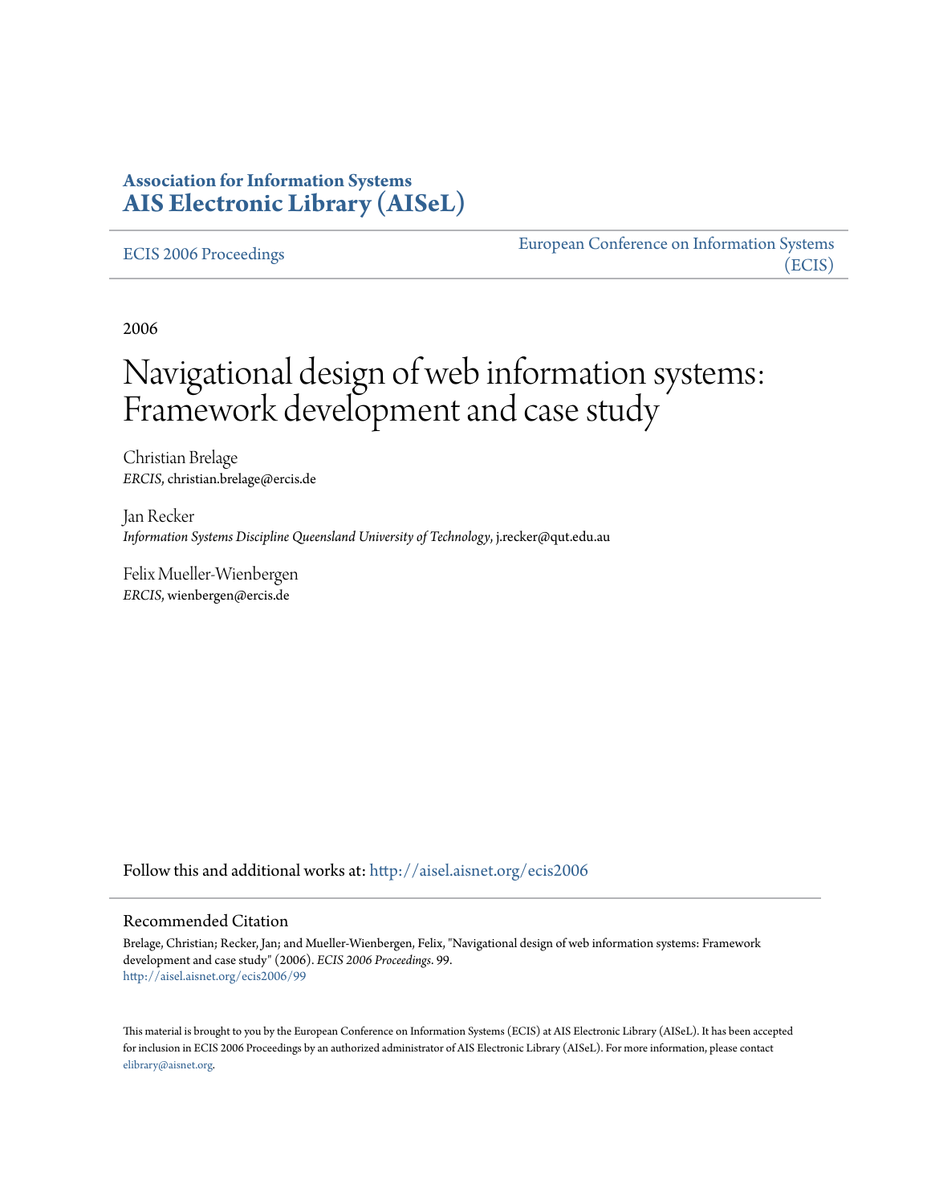**Association for Information Systems**
**AIS Electronic Library (AISeL)**

ECIS 2006 Proceedings

European Conference on Information Systems (ECIS)

2006

# Navigational design of web information systems: Framework development and case study

Christian Brelage
*ERCIS*, christian.brelage@ercis.de

Jan Recker
*Information Systems Discipline Queensland University of Technology*, j.recker@qut.edu.au

Felix Mueller-Wienbergen
*ERCIS*, wienbergen@ercis.de

Follow this and additional works at: http://aisel.aisnet.org/ecis2006

## Recommended Citation

Brelage, Christian; Recker, Jan; and Mueller-Wienbergen, Felix, "Navigational design of web information systems: Framework development and case study" (2006). *ECIS 2006 Proceedings*. 99.
http://aisel.aisnet.org/ecis2006/99

This material is brought to you by the European Conference on Information Systems (ECIS) at AIS Electronic Library (AISeL). It has been accepted for inclusion in ECIS 2006 Proceedings by an authorized administrator of AIS Electronic Library (AISeL). For more information, please contact elibrary@aisnet.org.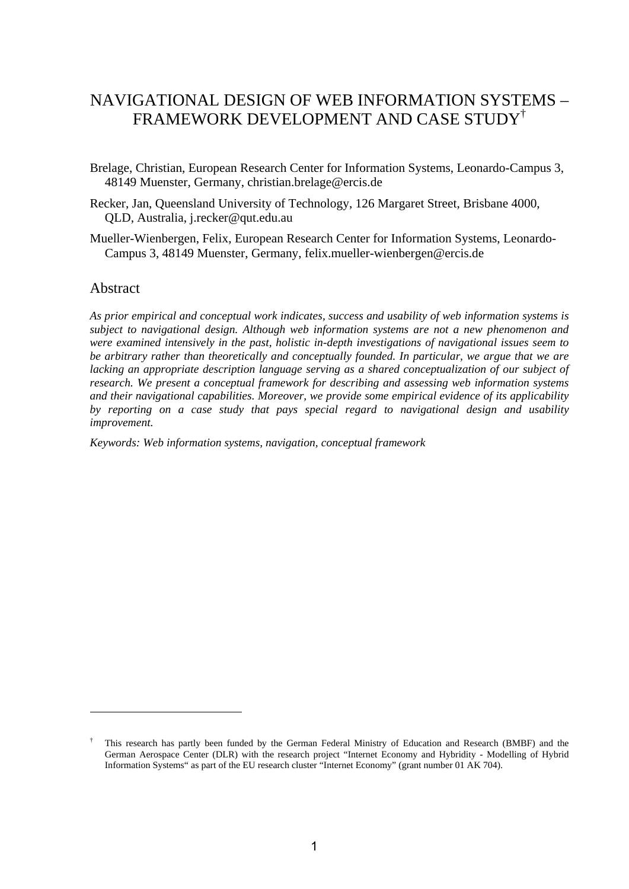# NAVIGATIONAL DESIGN OF WEB INFORMATION SYSTEMS – FRAMEWORK DEVELOPMENT AND CASE STUDY[†]

Brelage, Christian, European Research Center for Information Systems, Leonardo-Campus 3, 48149 Muenster, Germany, christian.brelage@ercis.de

Recker, Jan, Queensland University of Technology, 126 Margaret Street, Brisbane 4000, QLD, Australia, j.recker@qut.edu.au

Mueller-Wienbergen, Felix, European Research Center for Information Systems, Leonardo-Campus 3, 48149 Muenster, Germany, felix.mueller-wienbergen@ercis.de

## Abstract

*As prior empirical and conceptual work indicates, success and usability of web information systems is subject to navigational design. Although web information systems are not a new phenomenon and were examined intensively in the past, holistic in-depth investigations of navigational issues seem to be arbitrary rather than theoretically and conceptually founded. In particular, we argue that we are lacking an appropriate description language serving as a shared conceptualization of our subject of research. We present a conceptual framework for describing and assessing web information systems and their navigational capabilities. Moreover, we provide some empirical evidence of its applicability by reporting on a case study that pays special regard to navigational design and usability improvement.*

*Keywords: Web information systems, navigation, conceptual framework*

---

[†] This research has partly been funded by the German Federal Ministry of Education and Research (BMBF) and the German Aerospace Center (DLR) with the research project "Internet Economy and Hybridity - Modelling of Hybrid Information Systems" as part of the EU research cluster "Internet Economy" (grant number 01 AK 704).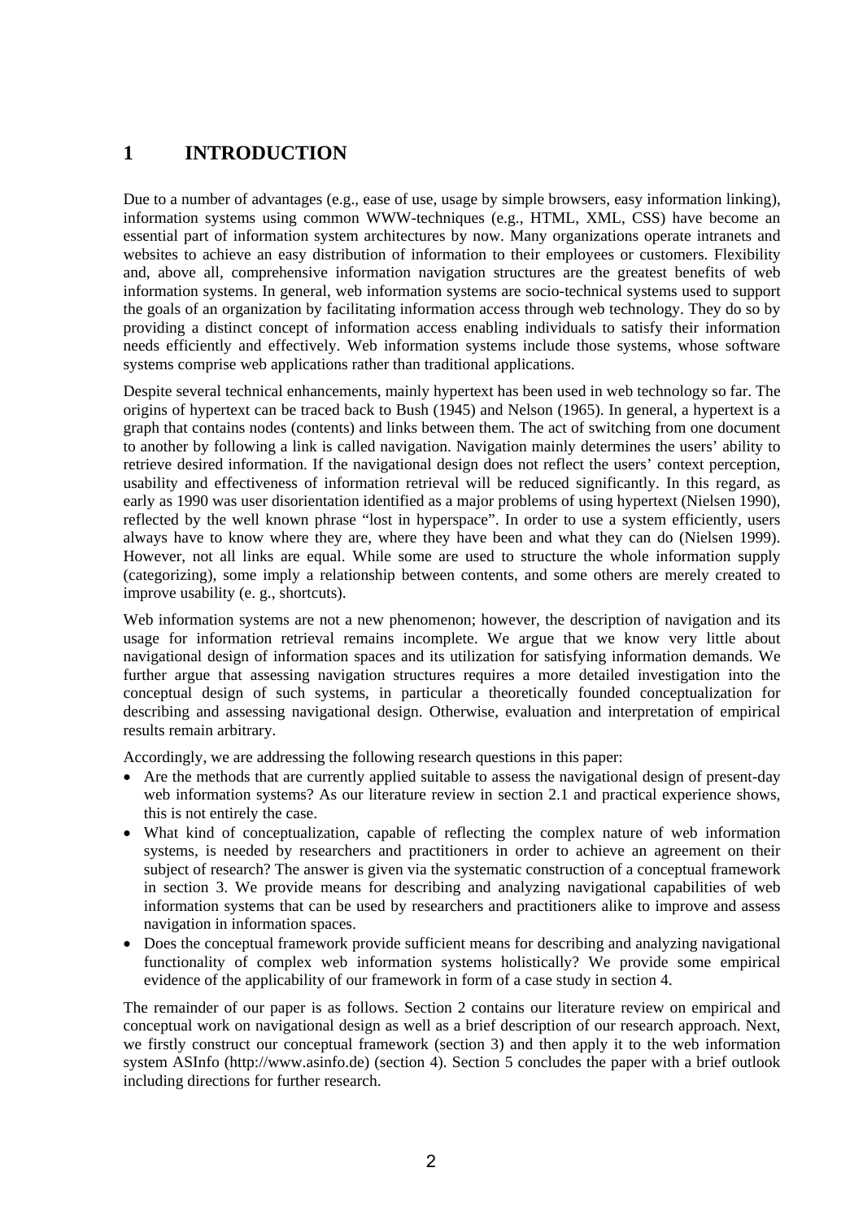# 1 INTRODUCTION

Due to a number of advantages (e.g., ease of use, usage by simple browsers, easy information linking), information systems using common WWW-techniques (e.g., HTML, XML, CSS) have become an essential part of information system architectures by now. Many organizations operate intranets and websites to achieve an easy distribution of information to their employees or customers. Flexibility and, above all, comprehensive information navigation structures are the greatest benefits of web information systems. In general, web information systems are socio-technical systems used to support the goals of an organization by facilitating information access through web technology. They do so by providing a distinct concept of information access enabling individuals to satisfy their information needs efficiently and effectively. Web information systems include those systems, whose software systems comprise web applications rather than traditional applications.

Despite several technical enhancements, mainly hypertext has been used in web technology so far. The origins of hypertext can be traced back to Bush (1945) and Nelson (1965). In general, a hypertext is a graph that contains nodes (contents) and links between them. The act of switching from one document to another by following a link is called navigation. Navigation mainly determines the users' ability to retrieve desired information. If the navigational design does not reflect the users' context perception, usability and effectiveness of information retrieval will be reduced significantly. In this regard, as early as 1990 was user disorientation identified as a major problems of using hypertext (Nielsen 1990), reflected by the well known phrase "lost in hyperspace". In order to use a system efficiently, users always have to know where they are, where they have been and what they can do (Nielsen 1999). However, not all links are equal. While some are used to structure the whole information supply (categorizing), some imply a relationship between contents, and some others are merely created to improve usability (e. g., shortcuts).

Web information systems are not a new phenomenon; however, the description of navigation and its usage for information retrieval remains incomplete. We argue that we know very little about navigational design of information spaces and its utilization for satisfying information demands. We further argue that assessing navigation structures requires a more detailed investigation into the conceptual design of such systems, in particular a theoretically founded conceptualization for describing and assessing navigational design. Otherwise, evaluation and interpretation of empirical results remain arbitrary.

Accordingly, we are addressing the following research questions in this paper:

- Are the methods that are currently applied suitable to assess the navigational design of present-day web information systems? As our literature review in section 2.1 and practical experience shows, this is not entirely the case.
- What kind of conceptualization, capable of reflecting the complex nature of web information systems, is needed by researchers and practitioners in order to achieve an agreement on their subject of research? The answer is given via the systematic construction of a conceptual framework in section 3. We provide means for describing and analyzing navigational capabilities of web information systems that can be used by researchers and practitioners alike to improve and assess navigation in information spaces.
- Does the conceptual framework provide sufficient means for describing and analyzing navigational functionality of complex web information systems holistically? We provide some empirical evidence of the applicability of our framework in form of a case study in section 4.

The remainder of our paper is as follows. Section 2 contains our literature review on empirical and conceptual work on navigational design as well as a brief description of our research approach. Next, we firstly construct our conceptual framework (section 3) and then apply it to the web information system ASInfo (http://www.asinfo.de) (section 4). Section 5 concludes the paper with a brief outlook including directions for further research.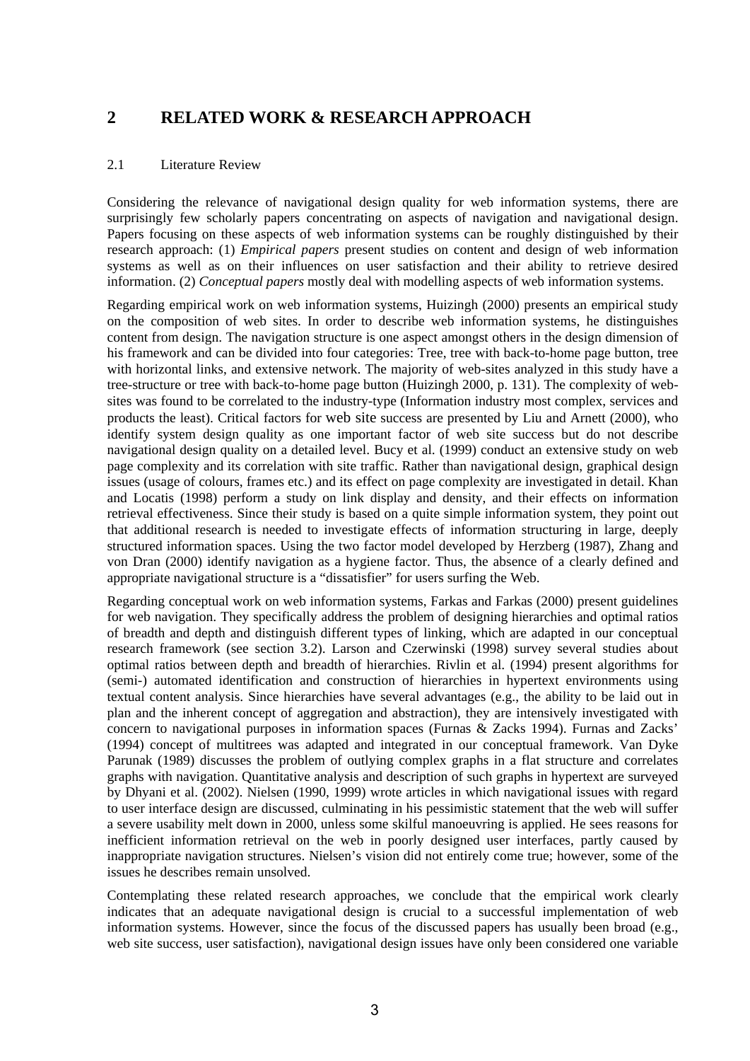# 2 RELATED WORK & RESEARCH APPROACH

## 2.1 Literature Review

Considering the relevance of navigational design quality for web information systems, there are surprisingly few scholarly papers concentrating on aspects of navigation and navigational design. Papers focusing on these aspects of web information systems can be roughly distinguished by their research approach: (1) *Empirical papers* present studies on content and design of web information systems as well as on their influences on user satisfaction and their ability to retrieve desired information. (2) *Conceptual papers* mostly deal with modelling aspects of web information systems.

Regarding empirical work on web information systems, Huizingh (2000) presents an empirical study on the composition of web sites. In order to describe web information systems, he distinguishes content from design. The navigation structure is one aspect amongst others in the design dimension of his framework and can be divided into four categories: Tree, tree with back-to-home page button, tree with horizontal links, and extensive network. The majority of web-sites analyzed in this study have a tree-structure or tree with back-to-home page button (Huizingh 2000, p. 131). The complexity of web-sites was found to be correlated to the industry-type (Information industry most complex, services and products the least). Critical factors for web site success are presented by Liu and Arnett (2000), who identify system design quality as one important factor of web site success but do not describe navigational design quality on a detailed level. Bucy et al. (1999) conduct an extensive study on web page complexity and its correlation with site traffic. Rather than navigational design, graphical design issues (usage of colours, frames etc.) and its effect on page complexity are investigated in detail. Khan and Locatis (1998) perform a study on link display and density, and their effects on information retrieval effectiveness. Since their study is based on a quite simple information system, they point out that additional research is needed to investigate effects of information structuring in large, deeply structured information spaces. Using the two factor model developed by Herzberg (1987), Zhang and von Dran (2000) identify navigation as a hygiene factor. Thus, the absence of a clearly defined and appropriate navigational structure is a "dissatisfier" for users surfing the Web.

Regarding conceptual work on web information systems, Farkas and Farkas (2000) present guidelines for web navigation. They specifically address the problem of designing hierarchies and optimal ratios of breadth and depth and distinguish different types of linking, which are adapted in our conceptual research framework (see section 3.2). Larson and Czerwinski (1998) survey several studies about optimal ratios between depth and breadth of hierarchies. Rivlin et al. (1994) present algorithms for (semi-) automated identification and construction of hierarchies in hypertext environments using textual content analysis. Since hierarchies have several advantages (e.g., the ability to be laid out in plan and the inherent concept of aggregation and abstraction), they are intensively investigated with concern to navigational purposes in information spaces (Furnas & Zacks 1994). Furnas and Zacks' (1994) concept of multitrees was adapted and integrated in our conceptual framework. Van Dyke Parunak (1989) discusses the problem of outlying complex graphs in a flat structure and correlates graphs with navigation. Quantitative analysis and description of such graphs in hypertext are surveyed by Dhyani et al. (2002). Nielsen (1990, 1999) wrote articles in which navigational issues with regard to user interface design are discussed, culminating in his pessimistic statement that the web will suffer a severe usability melt down in 2000, unless some skilful manoeuvring is applied. He sees reasons for inefficient information retrieval on the web in poorly designed user interfaces, partly caused by inappropriate navigation structures. Nielsen's vision did not entirely come true; however, some of the issues he describes remain unsolved.

Contemplating these related research approaches, we conclude that the empirical work clearly indicates that an adequate navigational design is crucial to a successful implementation of web information systems. However, since the focus of the discussed papers has usually been broad (e.g., web site success, user satisfaction), navigational design issues have only been considered one variable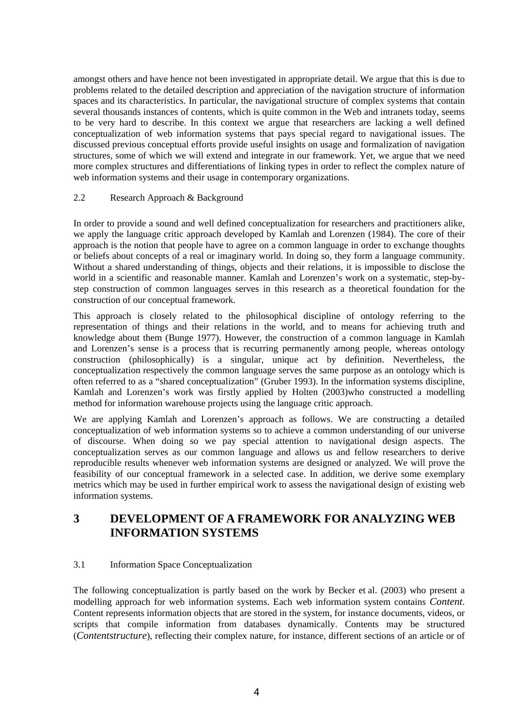amongst others and have hence not been investigated in appropriate detail. We argue that this is due to problems related to the detailed description and appreciation of the navigation structure of information spaces and its characteristics. In particular, the navigational structure of complex systems that contain several thousands instances of contents, which is quite common in the Web and intranets today, seems to be very hard to describe. In this context we argue that researchers are lacking a well defined conceptualization of web information systems that pays special regard to navigational issues. The discussed previous conceptual efforts provide useful insights on usage and formalization of navigation structures, some of which we will extend and integrate in our framework. Yet, we argue that we need more complex structures and differentiations of linking types in order to reflect the complex nature of web information systems and their usage in contemporary organizations.

### 2.2 Research Approach & Background

In order to provide a sound and well defined conceptualization for researchers and practitioners alike, we apply the language critic approach developed by Kamlah and Lorenzen (1984). The core of their approach is the notion that people have to agree on a common language in order to exchange thoughts or beliefs about concepts of a real or imaginary world. In doing so, they form a language community. Without a shared understanding of things, objects and their relations, it is impossible to disclose the world in a scientific and reasonable manner. Kamlah and Lorenzen's work on a systematic, step-by-step construction of common languages serves in this research as a theoretical foundation for the construction of our conceptual framework.

This approach is closely related to the philosophical discipline of ontology referring to the representation of things and their relations in the world, and to means for achieving truth and knowledge about them (Bunge 1977). However, the construction of a common language in Kamlah and Lorenzen's sense is a process that is recurring permanently among people, whereas ontology construction (philosophically) is a singular, unique act by definition. Nevertheless, the conceptualization respectively the common language serves the same purpose as an ontology which is often referred to as a "shared conceptualization" (Gruber 1993). In the information systems discipline, Kamlah and Lorenzen's work was firstly applied by Holten (2003)who constructed a modelling method for information warehouse projects using the language critic approach.

We are applying Kamlah and Lorenzen's approach as follows. We are constructing a detailed conceptualization of web information systems so to achieve a common understanding of our universe of discourse. When doing so we pay special attention to navigational design aspects. The conceptualization serves as our common language and allows us and fellow researchers to derive reproducible results whenever web information systems are designed or analyzed. We will prove the feasibility of our conceptual framework in a selected case. In addition, we derive some exemplary metrics which may be used in further empirical work to assess the navigational design of existing web information systems.

## 3 DEVELOPMENT OF A FRAMEWORK FOR ANALYZING WEB INFORMATION SYSTEMS

### 3.1 Information Space Conceptualization

The following conceptualization is partly based on the work by Becker et al. (2003) who present a modelling approach for web information systems. Each web information system contains *Content*. Content represents information objects that are stored in the system, for instance documents, videos, or scripts that compile information from databases dynamically. Contents may be structured (*Contentstructure*), reflecting their complex nature, for instance, different sections of an article or of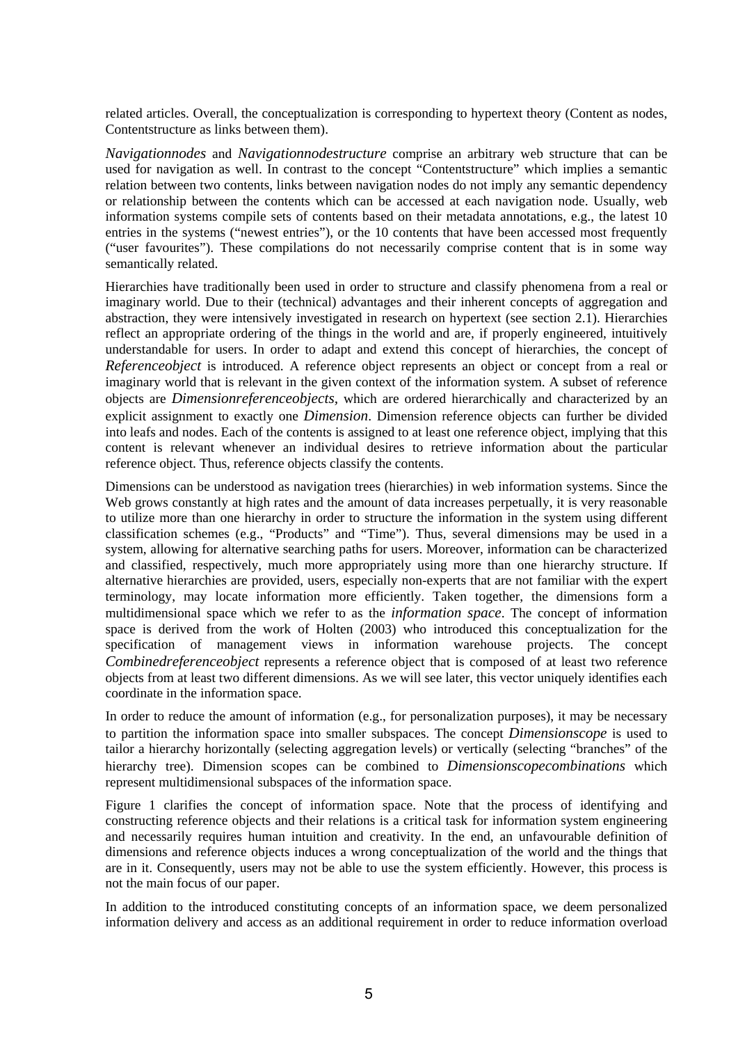related articles. Overall, the conceptualization is corresponding to hypertext theory (Content as nodes, Contentstructure as links between them).

*Navigationnodes* and *Navigationnodestructure* comprise an arbitrary web structure that can be used for navigation as well. In contrast to the concept "Contentstructure" which implies a semantic relation between two contents, links between navigation nodes do not imply any semantic dependency or relationship between the contents which can be accessed at each navigation node. Usually, web information systems compile sets of contents based on their metadata annotations, e.g., the latest 10 entries in the systems ("newest entries"), or the 10 contents that have been accessed most frequently ("user favourites"). These compilations do not necessarily comprise content that is in some way semantically related.

Hierarchies have traditionally been used in order to structure and classify phenomena from a real or imaginary world. Due to their (technical) advantages and their inherent concepts of aggregation and abstraction, they were intensively investigated in research on hypertext (see section 2.1). Hierarchies reflect an appropriate ordering of the things in the world and are, if properly engineered, intuitively understandable for users. In order to adapt and extend this concept of hierarchies, the concept of *Referenceobject* is introduced. A reference object represents an object or concept from a real or imaginary world that is relevant in the given context of the information system. A subset of reference objects are *Dimensionreferenceobjects*, which are ordered hierarchically and characterized by an explicit assignment to exactly one *Dimension*. Dimension reference objects can further be divided into leafs and nodes. Each of the contents is assigned to at least one reference object, implying that this content is relevant whenever an individual desires to retrieve information about the particular reference object. Thus, reference objects classify the contents.

Dimensions can be understood as navigation trees (hierarchies) in web information systems. Since the Web grows constantly at high rates and the amount of data increases perpetually, it is very reasonable to utilize more than one hierarchy in order to structure the information in the system using different classification schemes (e.g., "Products" and "Time"). Thus, several dimensions may be used in a system, allowing for alternative searching paths for users. Moreover, information can be characterized and classified, respectively, much more appropriately using more than one hierarchy structure. If alternative hierarchies are provided, users, especially non-experts that are not familiar with the expert terminology, may locate information more efficiently. Taken together, the dimensions form a multidimensional space which we refer to as the *information space*. The concept of information space is derived from the work of Holten (2003) who introduced this conceptualization for the specification of management views in information warehouse projects. The concept *Combinedreferenceobject* represents a reference object that is composed of at least two reference objects from at least two different dimensions. As we will see later, this vector uniquely identifies each coordinate in the information space.

In order to reduce the amount of information (e.g., for personalization purposes), it may be necessary to partition the information space into smaller subspaces. The concept *Dimensionscope* is used to tailor a hierarchy horizontally (selecting aggregation levels) or vertically (selecting "branches" of the hierarchy tree). Dimension scopes can be combined to *Dimensionscopecombinations* which represent multidimensional subspaces of the information space.

Figure 1 clarifies the concept of information space. Note that the process of identifying and constructing reference objects and their relations is a critical task for information system engineering and necessarily requires human intuition and creativity. In the end, an unfavourable definition of dimensions and reference objects induces a wrong conceptualization of the world and the things that are in it. Consequently, users may not be able to use the system efficiently. However, this process is not the main focus of our paper.

In addition to the introduced constituting concepts of an information space, we deem personalized information delivery and access as an additional requirement in order to reduce information overload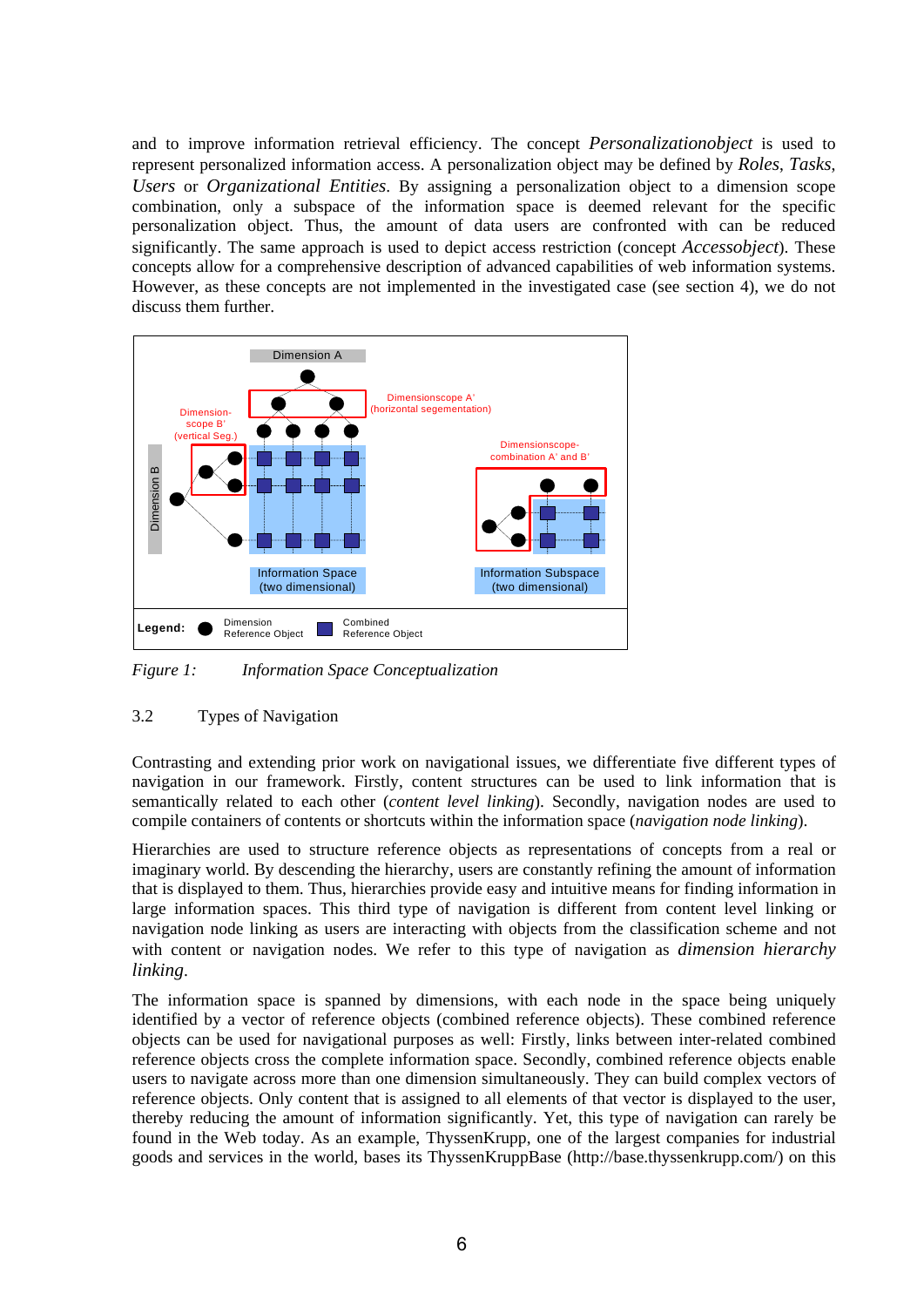and to improve information retrieval efficiency. The concept *Personalizationobject* is used to represent personalized information access. A personalization object may be defined by *Roles*, *Tasks*, *Users* or *Organizational Entities*. By assigning a personalization object to a dimension scope combination, only a subspace of the information space is deemed relevant for the specific personalization object. Thus, the amount of data users are confronted with can be reduced significantly. The same approach is used to depict access restriction (concept *Accessobject*). These concepts allow for a comprehensive description of advanced capabilities of web information systems. However, as these concepts are not implemented in the investigated case (see section 4), we do not discuss them further.

*Figure 1: Information Space Conceptualization*

### 3.2 Types of Navigation

Contrasting and extending prior work on navigational issues, we differentiate five different types of navigation in our framework. Firstly, content structures can be used to link information that is semantically related to each other (*content level linking*). Secondly, navigation nodes are used to compile containers of contents or shortcuts within the information space (*navigation node linking*).

Hierarchies are used to structure reference objects as representations of concepts from a real or imaginary world. By descending the hierarchy, users are constantly refining the amount of information that is displayed to them. Thus, hierarchies provide easy and intuitive means for finding information in large information spaces. This third type of navigation is different from content level linking or navigation node linking as users are interacting with objects from the classification scheme and not with content or navigation nodes. We refer to this type of navigation as *dimension hierarchy linking*.

The information space is spanned by dimensions, with each node in the space being uniquely identified by a vector of reference objects (combined reference objects). These combined reference objects can be used for navigational purposes as well: Firstly, links between inter-related combined reference objects cross the complete information space. Secondly, combined reference objects enable users to navigate across more than one dimension simultaneously. They can build complex vectors of reference objects. Only content that is assigned to all elements of that vector is displayed to the user, thereby reducing the amount of information significantly. Yet, this type of navigation can rarely be found in the Web today. As an example, ThyssenKrupp, one of the largest companies for industrial goods and services in the world, bases its ThyssenKruppBase (http://base.thyssenkrupp.com/) on this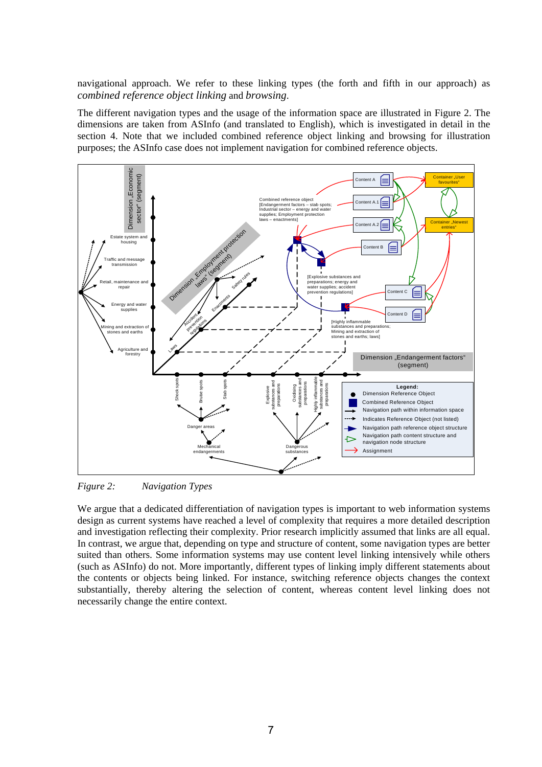navigational approach. We refer to these linking types (the forth and fifth in our approach) as *combined reference object linking* and *browsing*.

The different navigation types and the usage of the information space are illustrated in Figure 2. The dimensions are taken from ASInfo (and translated to English), which is investigated in detail in the section 4. Note that we included combined reference object linking and browsing for illustration purposes; the ASInfo case does not implement navigation for combined reference objects.

*Figure 2: Navigation Types*

We argue that a dedicated differentiation of navigation types is important to web information systems design as current systems have reached a level of complexity that requires a more detailed description and investigation reflecting their complexity. Prior research implicitly assumed that links are all equal. In contrast, we argue that, depending on type and structure of content, some navigation types are better suited than others. Some information systems may use content level linking intensively while others (such as ASInfo) do not. More importantly, different types of linking imply different statements about the contents or objects being linked. For instance, switching reference objects changes the context substantially, thereby altering the selection of content, whereas content level linking does not necessarily change the entire context.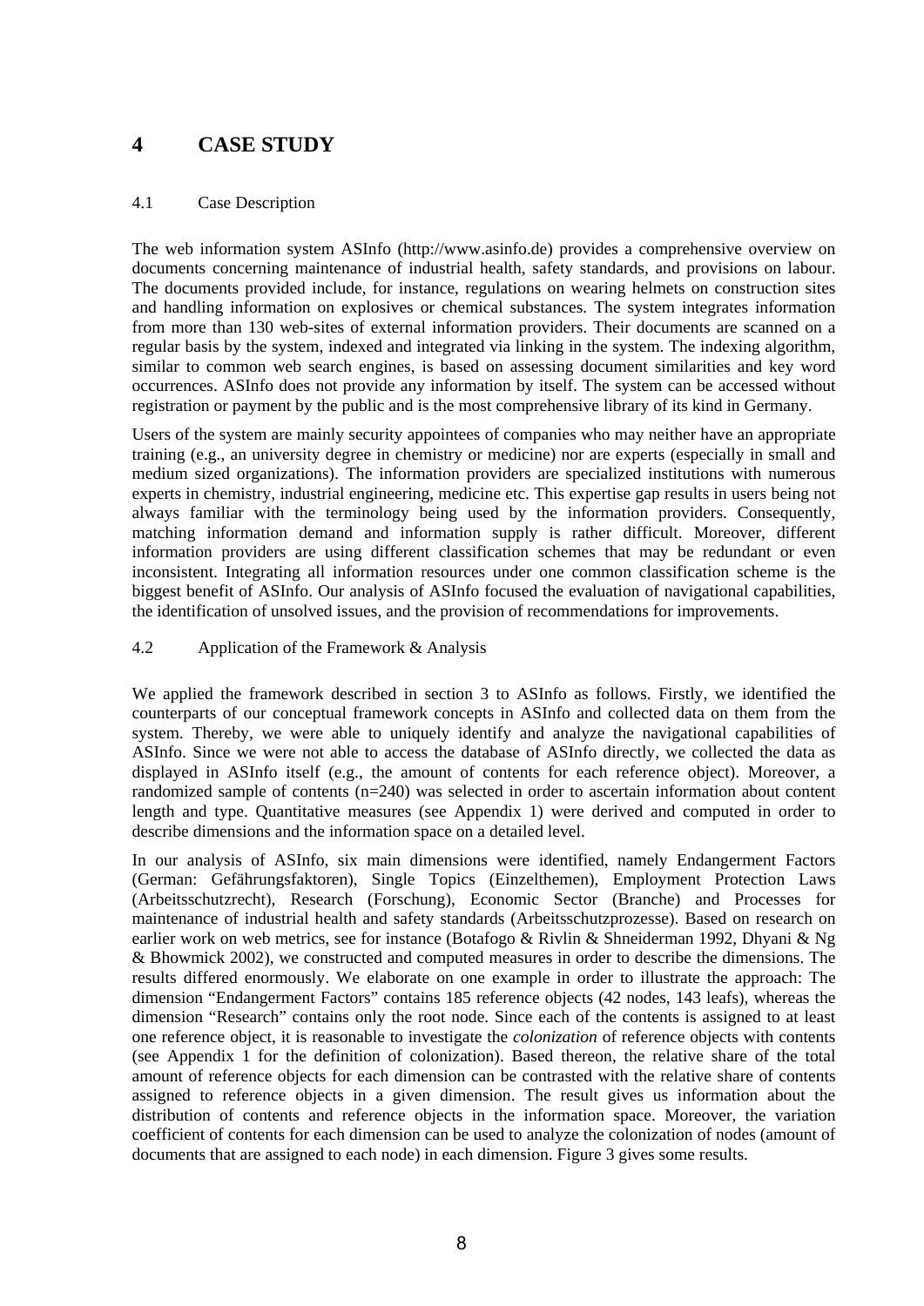# 4 CASE STUDY

## 4.1 Case Description

The web information system ASInfo (http://www.asinfo.de) provides a comprehensive overview on documents concerning maintenance of industrial health, safety standards, and provisions on labour. The documents provided include, for instance, regulations on wearing helmets on construction sites and handling information on explosives or chemical substances. The system integrates information from more than 130 web-sites of external information providers. Their documents are scanned on a regular basis by the system, indexed and integrated via linking in the system. The indexing algorithm, similar to common web search engines, is based on assessing document similarities and key word occurrences. ASInfo does not provide any information by itself. The system can be accessed without registration or payment by the public and is the most comprehensive library of its kind in Germany.

Users of the system are mainly security appointees of companies who may neither have an appropriate training (e.g., an university degree in chemistry or medicine) nor are experts (especially in small and medium sized organizations). The information providers are specialized institutions with numerous experts in chemistry, industrial engineering, medicine etc. This expertise gap results in users being not always familiar with the terminology being used by the information providers. Consequently, matching information demand and information supply is rather difficult. Moreover, different information providers are using different classification schemes that may be redundant or even inconsistent. Integrating all information resources under one common classification scheme is the biggest benefit of ASInfo. Our analysis of ASInfo focused the evaluation of navigational capabilities, the identification of unsolved issues, and the provision of recommendations for improvements.

## 4.2 Application of the Framework & Analysis

We applied the framework described in section 3 to ASInfo as follows. Firstly, we identified the counterparts of our conceptual framework concepts in ASInfo and collected data on them from the system. Thereby, we were able to uniquely identify and analyze the navigational capabilities of ASInfo. Since we were not able to access the database of ASInfo directly, we collected the data as displayed in ASInfo itself (e.g., the amount of contents for each reference object). Moreover, a randomized sample of contents (n=240) was selected in order to ascertain information about content length and type. Quantitative measures (see Appendix 1) were derived and computed in order to describe dimensions and the information space on a detailed level.

In our analysis of ASInfo, six main dimensions were identified, namely Endangerment Factors (German: Gefährungsfaktoren), Single Topics (Einzelthemen), Employment Protection Laws (Arbeitsschutzrecht), Research (Forschung), Economic Sector (Branche) and Processes for maintenance of industrial health and safety standards (Arbeitsschutzprozesse). Based on research on earlier work on web metrics, see for instance (Botafogo & Rivlin & Shneiderman 1992, Dhyani & Ng & Bhowmick 2002), we constructed and computed measures in order to describe the dimensions. The results differed enormously. We elaborate on one example in order to illustrate the approach: The dimension "Endangerment Factors" contains 185 reference objects (42 nodes, 143 leafs), whereas the dimension "Research" contains only the root node. Since each of the contents is assigned to at least one reference object, it is reasonable to investigate the *colonization* of reference objects with contents (see Appendix 1 for the definition of colonization). Based thereon, the relative share of the total amount of reference objects for each dimension can be contrasted with the relative share of contents assigned to reference objects in a given dimension. The result gives us information about the distribution of contents and reference objects in the information space. Moreover, the variation coefficient of contents for each dimension can be used to analyze the colonization of nodes (amount of documents that are assigned to each node) in each dimension. Figure 3 gives some results.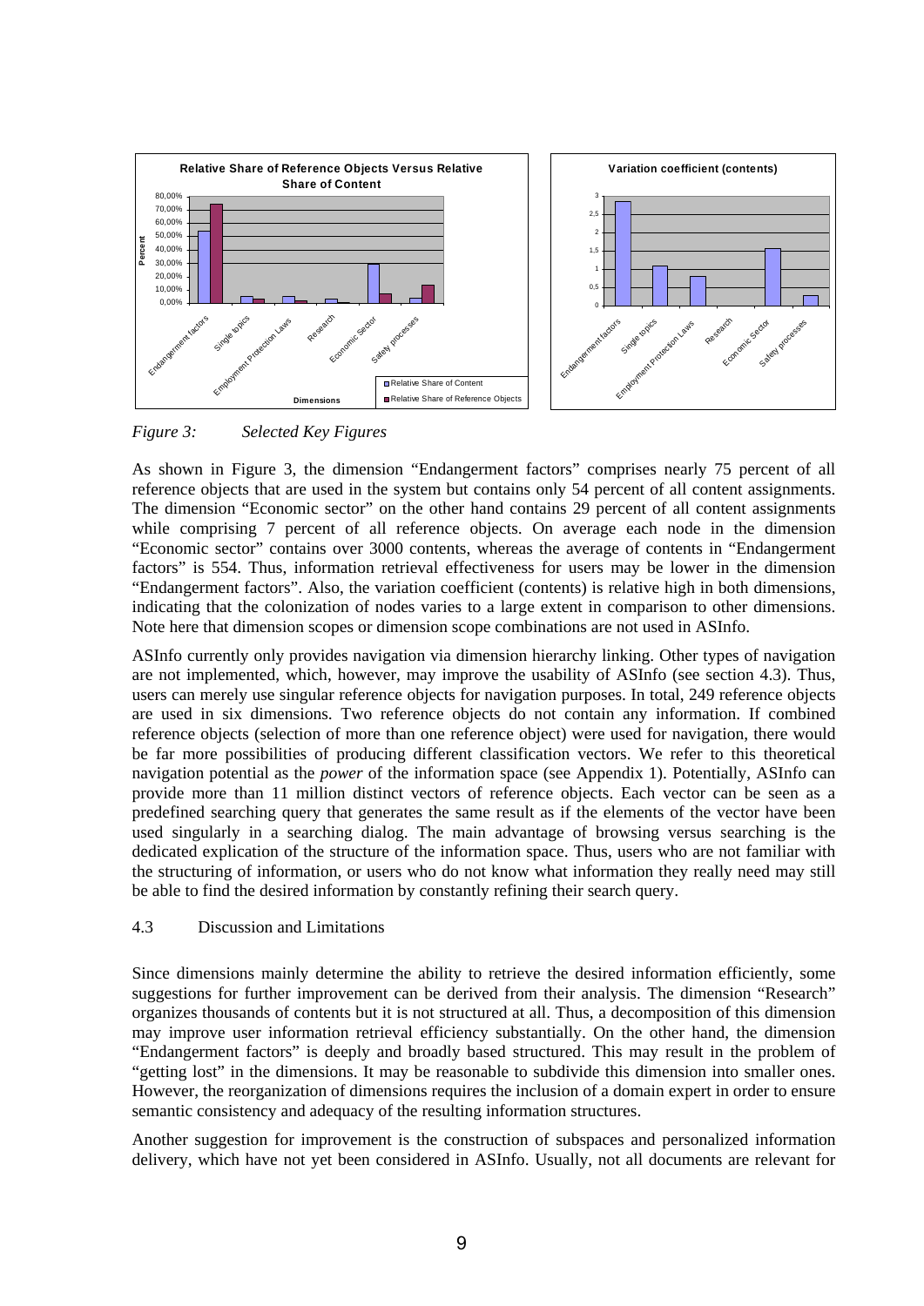*Figure 3: Selected Key Figures*

As shown in Figure 3, the dimension "Endangerment factors" comprises nearly 75 percent of all reference objects that are used in the system but contains only 54 percent of all content assignments. The dimension "Economic sector" on the other hand contains 29 percent of all content assignments while comprising 7 percent of all reference objects. On average each node in the dimension "Economic sector" contains over 3000 contents, whereas the average of contents in "Endangerment factors" is 554. Thus, information retrieval effectiveness for users may be lower in the dimension "Endangerment factors". Also, the variation coefficient (contents) is relative high in both dimensions, indicating that the colonization of nodes varies to a large extent in comparison to other dimensions. Note here that dimension scopes or dimension scope combinations are not used in ASInfo.

ASInfo currently only provides navigation via dimension hierarchy linking. Other types of navigation are not implemented, which, however, may improve the usability of ASInfo (see section 4.3). Thus, users can merely use singular reference objects for navigation purposes. In total, 249 reference objects are used in six dimensions. Two reference objects do not contain any information. If combined reference objects (selection of more than one reference object) were used for navigation, there would be far more possibilities of producing different classification vectors. We refer to this theoretical navigation potential as the *power* of the information space (see Appendix 1). Potentially, ASInfo can provide more than 11 million distinct vectors of reference objects. Each vector can be seen as a predefined searching query that generates the same result as if the elements of the vector have been used singularly in a searching dialog. The main advantage of browsing versus searching is the dedicated explication of the structure of the information space. Thus, users who are not familiar with the structuring of information, or users who do not know what information they really need may still be able to find the desired information by constantly refining their search query.

### 4.3 Discussion and Limitations

Since dimensions mainly determine the ability to retrieve the desired information efficiently, some suggestions for further improvement can be derived from their analysis. The dimension "Research" organizes thousands of contents but it is not structured at all. Thus, a decomposition of this dimension may improve user information retrieval efficiency substantially. On the other hand, the dimension "Endangerment factors" is deeply and broadly based structured. This may result in the problem of "getting lost" in the dimensions. It may be reasonable to subdivide this dimension into smaller ones. However, the reorganization of dimensions requires the inclusion of a domain expert in order to ensure semantic consistency and adequacy of the resulting information structures.

Another suggestion for improvement is the construction of subspaces and personalized information delivery, which have not yet been considered in ASInfo. Usually, not all documents are relevant for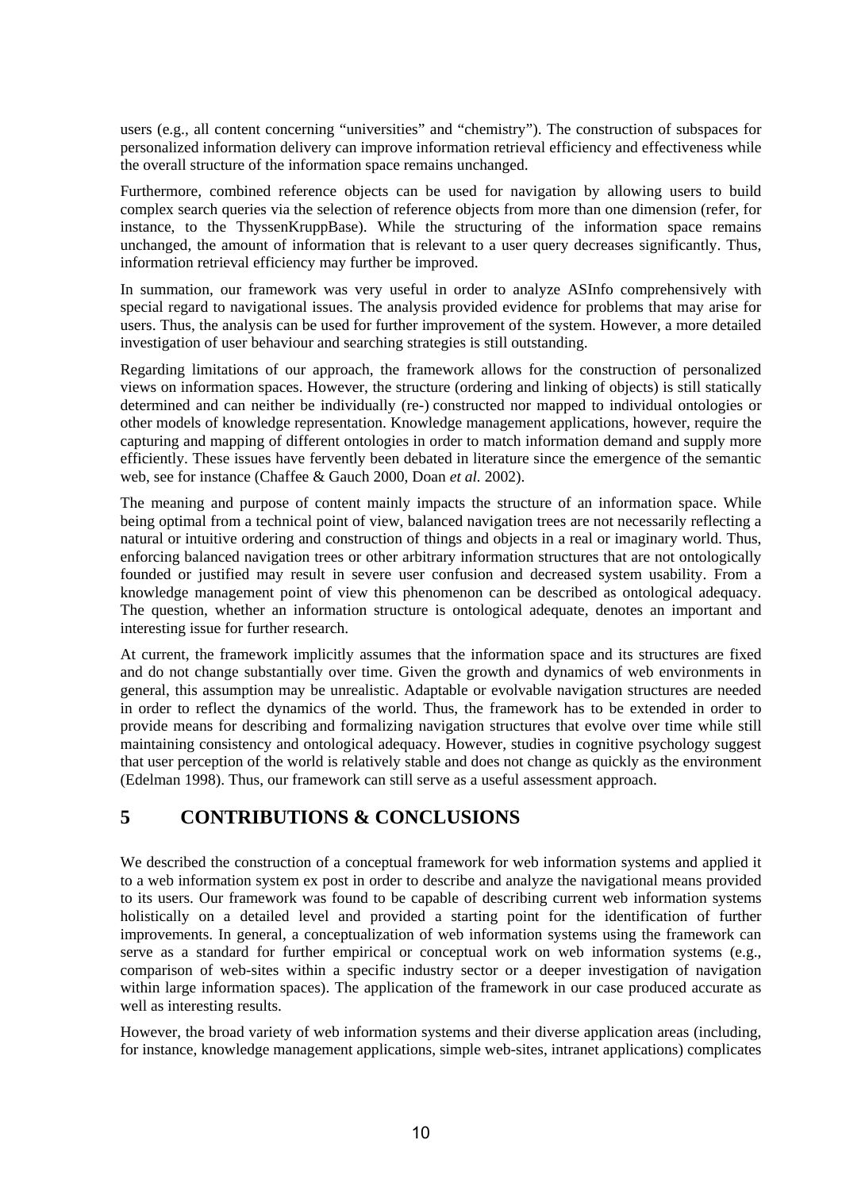users (e.g., all content concerning "universities" and "chemistry"). The construction of subspaces for personalized information delivery can improve information retrieval efficiency and effectiveness while the overall structure of the information space remains unchanged.

Furthermore, combined reference objects can be used for navigation by allowing users to build complex search queries via the selection of reference objects from more than one dimension (refer, for instance, to the ThyssenKruppBase). While the structuring of the information space remains unchanged, the amount of information that is relevant to a user query decreases significantly. Thus, information retrieval efficiency may further be improved.

In summation, our framework was very useful in order to analyze ASInfo comprehensively with special regard to navigational issues. The analysis provided evidence for problems that may arise for users. Thus, the analysis can be used for further improvement of the system. However, a more detailed investigation of user behaviour and searching strategies is still outstanding.

Regarding limitations of our approach, the framework allows for the construction of personalized views on information spaces. However, the structure (ordering and linking of objects) is still statically determined and can neither be individually (re-) constructed nor mapped to individual ontologies or other models of knowledge representation. Knowledge management applications, however, require the capturing and mapping of different ontologies in order to match information demand and supply more efficiently. These issues have fervently been debated in literature since the emergence of the semantic web, see for instance (Chaffee & Gauch 2000, Doan *et al.* 2002).

The meaning and purpose of content mainly impacts the structure of an information space. While being optimal from a technical point of view, balanced navigation trees are not necessarily reflecting a natural or intuitive ordering and construction of things and objects in a real or imaginary world. Thus, enforcing balanced navigation trees or other arbitrary information structures that are not ontologically founded or justified may result in severe user confusion and decreased system usability. From a knowledge management point of view this phenomenon can be described as ontological adequacy. The question, whether an information structure is ontological adequate, denotes an important and interesting issue for further research.

At current, the framework implicitly assumes that the information space and its structures are fixed and do not change substantially over time. Given the growth and dynamics of web environments in general, this assumption may be unrealistic. Adaptable or evolvable navigation structures are needed in order to reflect the dynamics of the world. Thus, the framework has to be extended in order to provide means for describing and formalizing navigation structures that evolve over time while still maintaining consistency and ontological adequacy. However, studies in cognitive psychology suggest that user perception of the world is relatively stable and does not change as quickly as the environment (Edelman 1998). Thus, our framework can still serve as a useful assessment approach.

# 5 CONTRIBUTIONS & CONCLUSIONS

We described the construction of a conceptual framework for web information systems and applied it to a web information system ex post in order to describe and analyze the navigational means provided to its users. Our framework was found to be capable of describing current web information systems holistically on a detailed level and provided a starting point for the identification of further improvements. In general, a conceptualization of web information systems using the framework can serve as a standard for further empirical or conceptual work on web information systems (e.g., comparison of web-sites within a specific industry sector or a deeper investigation of navigation within large information spaces). The application of the framework in our case produced accurate as well as interesting results.

However, the broad variety of web information systems and their diverse application areas (including, for instance, knowledge management applications, simple web-sites, intranet applications) complicates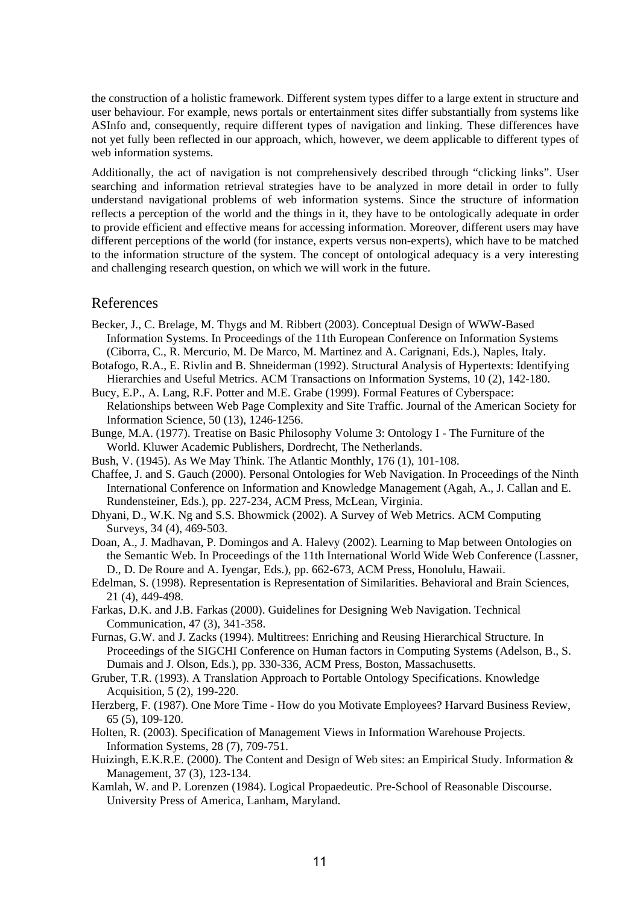the construction of a holistic framework. Different system types differ to a large extent in structure and user behaviour. For example, news portals or entertainment sites differ substantially from systems like ASInfo and, consequently, require different types of navigation and linking. These differences have not yet fully been reflected in our approach, which, however, we deem applicable to different types of web information systems.

Additionally, the act of navigation is not comprehensively described through "clicking links". User searching and information retrieval strategies have to be analyzed in more detail in order to fully understand navigational problems of web information systems. Since the structure of information reflects a perception of the world and the things in it, they have to be ontologically adequate in order to provide efficient and effective means for accessing information. Moreover, different users may have different perceptions of the world (for instance, experts versus non-experts), which have to be matched to the information structure of the system. The concept of ontological adequacy is a very interesting and challenging research question, on which we will work in the future.

## References

Becker, J., C. Brelage, M. Thygs and M. Ribbert (2003). Conceptual Design of WWW-Based Information Systems. In Proceedings of the 11th European Conference on Information Systems (Ciborra, C., R. Mercurio, M. De Marco, M. Martinez and A. Carignani, Eds.), Naples, Italy.

Botafogo, R.A., E. Rivlin and B. Shneiderman (1992). Structural Analysis of Hypertexts: Identifying Hierarchies and Useful Metrics. ACM Transactions on Information Systems, 10 (2), 142-180.

Bucy, E.P., A. Lang, R.F. Potter and M.E. Grabe (1999). Formal Features of Cyberspace: Relationships between Web Page Complexity and Site Traffic. Journal of the American Society for Information Science, 50 (13), 1246-1256.

Bunge, M.A. (1977). Treatise on Basic Philosophy Volume 3: Ontology I - The Furniture of the World. Kluwer Academic Publishers, Dordrecht, The Netherlands.

Bush, V. (1945). As We May Think. The Atlantic Monthly, 176 (1), 101-108.

Chaffee, J. and S. Gauch (2000). Personal Ontologies for Web Navigation. In Proceedings of the Ninth International Conference on Information and Knowledge Management (Agah, A., J. Callan and E. Rundensteiner, Eds.), pp. 227-234, ACM Press, McLean, Virginia.

Dhyani, D., W.K. Ng and S.S. Bhowmick (2002). A Survey of Web Metrics. ACM Computing Surveys, 34 (4), 469-503.

Doan, A., J. Madhavan, P. Domingos and A. Halevy (2002). Learning to Map between Ontologies on the Semantic Web. In Proceedings of the 11th International World Wide Web Conference (Lassner, D., D. De Roure and A. Iyengar, Eds.), pp. 662-673, ACM Press, Honolulu, Hawaii.

Edelman, S. (1998). Representation is Representation of Similarities. Behavioral and Brain Sciences, 21 (4), 449-498.

Farkas, D.K. and J.B. Farkas (2000). Guidelines for Designing Web Navigation. Technical Communication, 47 (3), 341-358.

Furnas, G.W. and J. Zacks (1994). Multitrees: Enriching and Reusing Hierarchical Structure. In Proceedings of the SIGCHI Conference on Human factors in Computing Systems (Adelson, B., S. Dumais and J. Olson, Eds.), pp. 330-336, ACM Press, Boston, Massachusetts.

Gruber, T.R. (1993). A Translation Approach to Portable Ontology Specifications. Knowledge Acquisition, 5 (2), 199-220.

Herzberg, F. (1987). One More Time - How do you Motivate Employees? Harvard Business Review, 65 (5), 109-120.

Holten, R. (2003). Specification of Management Views in Information Warehouse Projects. Information Systems, 28 (7), 709-751.

Huizingh, E.K.R.E. (2000). The Content and Design of Web sites: an Empirical Study. Information & Management, 37 (3), 123-134.

Kamlah, W. and P. Lorenzen (1984). Logical Propaedeutic. Pre-School of Reasonable Discourse. University Press of America, Lanham, Maryland.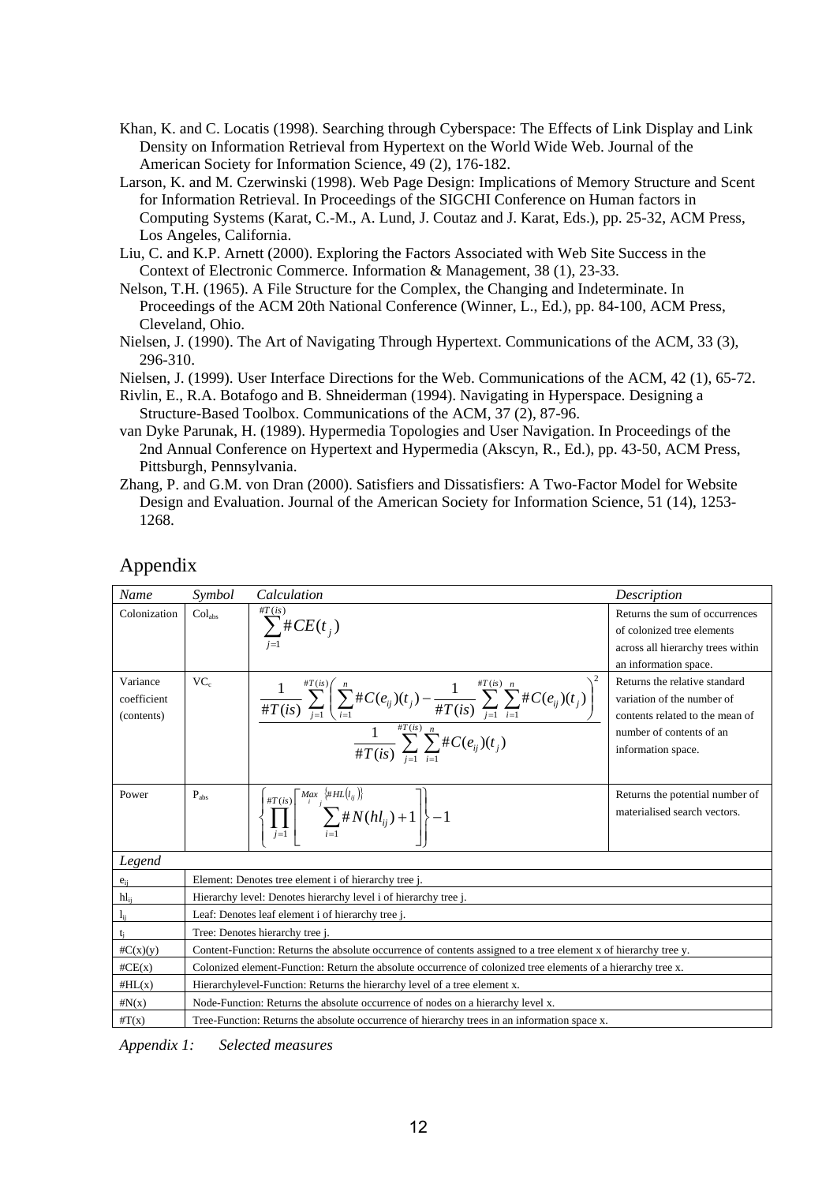Khan, K. and C. Locatis (1998). Searching through Cyberspace: The Effects of Link Display and Link Density on Information Retrieval from Hypertext on the World Wide Web. Journal of the American Society for Information Science, 49 (2), 176-182.

Larson, K. and M. Czerwinski (1998). Web Page Design: Implications of Memory Structure and Scent for Information Retrieval. In Proceedings of the SIGCHI Conference on Human factors in Computing Systems (Karat, C.-M., A. Lund, J. Coutaz and J. Karat, Eds.), pp. 25-32, ACM Press, Los Angeles, California.

Liu, C. and K.P. Arnett (2000). Exploring the Factors Associated with Web Site Success in the Context of Electronic Commerce. Information & Management, 38 (1), 23-33.

Nelson, T.H. (1965). A File Structure for the Complex, the Changing and Indeterminate. In Proceedings of the ACM 20th National Conference (Winner, L., Ed.), pp. 84-100, ACM Press, Cleveland, Ohio.

Nielsen, J. (1990). The Art of Navigating Through Hypertext. Communications of the ACM, 33 (3), 296-310.

Nielsen, J. (1999). User Interface Directions for the Web. Communications of the ACM, 42 (1), 65-72.

Rivlin, E., R.A. Botafogo and B. Shneiderman (1994). Navigating in Hyperspace. Designing a Structure-Based Toolbox. Communications of the ACM, 37 (2), 87-96.

van Dyke Parunak, H. (1989). Hypermedia Topologies and User Navigation. In Proceedings of the 2nd Annual Conference on Hypertext and Hypermedia (Akscyn, R., Ed.), pp. 43-50, ACM Press, Pittsburgh, Pennsylvania.

Zhang, P. and G.M. von Dran (2000). Satisfiers and Dissatisfiers: A Two-Factor Model for Website Design and Evaluation. Journal of the American Society for Information Science, 51 (14), 1253-1268.

# Appendix

| *Name* | *Symbol* | *Calculation* | *Description* |
|---|---|---|---|
| Colonization | $Col_{abs}$ | $\sum_{j=1}^{\#T(is)} \#CE(t_j)$ | Returns the sum of occurrences of colonized tree elements across all hierarchy trees within an information space. |
| Variance coefficient (contents) | $VC_c$ | $\dfrac{\frac{1}{\#T(is)} \sum_{j=1}^{\#T(is)} \left( \sum_{i=1}^{n} \#C(e_{ij})(t_j) - \frac{1}{\#T(is)} \sum_{j=1}^{\#T(is)} \sum_{i=1}^{n} \#C(e_{ij})(t_j) \right)^2}{\frac{1}{\#T(is)} \sum_{j=1}^{\#T(is)} \sum_{i=1}^{n} \#C(e_{ij})(t_j)}$ | Returns the relative standard variation of the number of contents related to the mean of number of contents of an information space. |
| Power | $P_{abs}$ | $\left\{ \prod_{j=1}^{\#T(is)} \left[ \sum_{i=1}^{Max_i \{\#HL(l_{ij})\}} \#N(hl_{ij}) + 1 \right] \right\} - 1$ | Returns the potential number of materialised search vectors. |
| *Legend* | | | |
| $e_{ij}$ | Element: Denotes tree element i of hierarchy tree j. | | |
| $hl_{ij}$ | Hierarchy level: Denotes hierarchy level i of hierarchy tree j. | | |
| $l_{ij}$ | Leaf: Denotes leaf element i of hierarchy tree j. | | |
| $t_j$ | Tree: Denotes hierarchy tree j. | | |
| #C(x)(y) | Content-Function: Returns the absolute occurrence of contents assigned to a tree element x of hierarchy tree y. | | |
| #CE(x) | Colonized element-Function: Return the absolute occurrence of colonized tree elements of a hierarchy tree x. | | |
| #HL(x) | Hierarchylevel-Function: Returns the hierarchy level of a tree element x. | | |
| #N(x) | Node-Function: Returns the absolute occurrence of nodes on a hierarchy level x. | | |
| #T(x) | Tree-Function: Returns the absolute occurrence of hierarchy trees in an information space x. | | |

*Appendix 1: Selected measures*